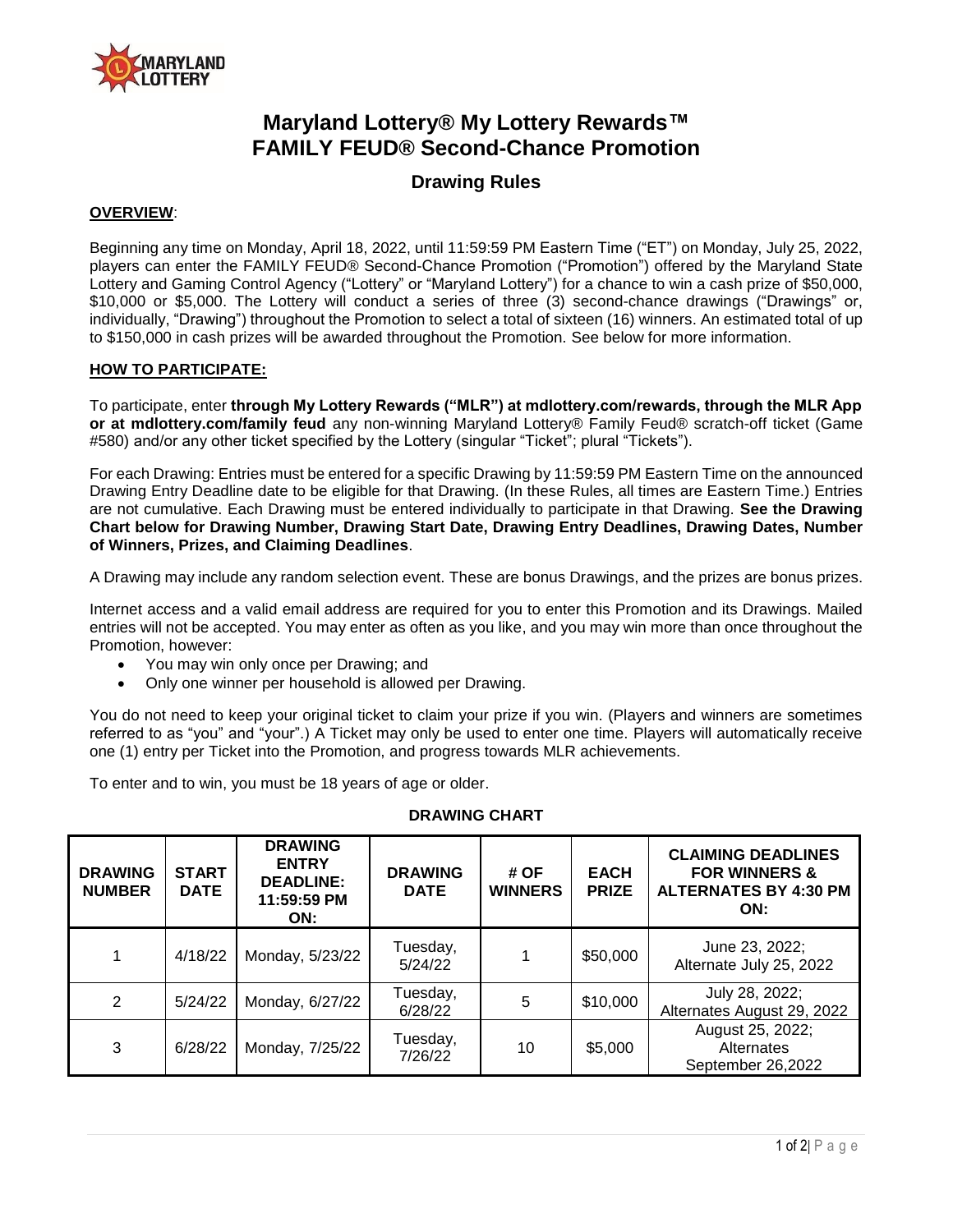# Maryland Lottery® My Lottery Rewards™ FAMILY FEUD® Second-Chance Promotion

## Drawing Rules

**OVERVIEW**:

Beginning any time on Monday, April 18, 2022, until 11:59:59 PM Eastern Time ("ET") on Monday, July 25, 2022, players can enter the FAMILY FEUD® Second-Chance Promotion ("Promotion") offered by the Maryland State Lottery and Gaming Control Agency ("Lottery" or "Maryland Lottery") for a chance to win a cash prize of $50,000, $10,000 or $5,000. The Lottery will conduct a series of three (3) second-chance drawings ("Drawings" or, individually, "Drawing") throughout the Promotion to select a total of sixteen (16) winners. An estimated total of up to $150,000 in cash prizes will be awarded throughout the Promotion. See below for more information.

**HOW TO PARTICIPATE:**

To participate, enter **through My Lottery Rewards ("MLR") at mdlottery.com/rewards, through the MLR App or at mdlottery.com/family feud** any non-winning Maryland Lottery® Family Feud® scratch-off ticket (Game #580) and/or any other ticket specified by the Lottery (singular "Ticket"; plural "Tickets").

For each Drawing: Entries must be entered for a specific Drawing by 11:59:59 PM Eastern Time on the announced Drawing Entry Deadline date to be eligible for that Drawing. (In these Rules, all times are Eastern Time.) Entries are not cumulative. Each Drawing must be entered individually to participate in that Drawing. **See the Drawing Chart below for Drawing Number, Drawing Start Date, Drawing Entry Deadlines, Drawing Dates, Number of Winners, Prizes, and Claiming Deadlines**.

A Drawing may include any random selection event. These are bonus Drawings, and the prizes are bonus prizes.

Internet access and a valid email address are required for you to enter this Promotion and its Drawings. Mailed entries will not be accepted. You may enter as often as you like, and you may win more than once throughout the Promotion, however:

- You may win only once per Drawing; and
- Only one winner per household is allowed per Drawing.

You do not need to keep your original ticket to claim your prize if you win. (Players and winners are sometimes referred to as "you" and "your".) A Ticket may only be used to enter one time. Players will automatically receive one (1) entry per Ticket into the Promotion, and progress towards MLR achievements.

To enter and to win, you must be 18 years of age or older.

**DRAWING CHART**

| DRAWING NUMBER | START DATE | DRAWING ENTRY DEADLINE: 11:59:59 PM ON: | DRAWING DATE | # OF WINNERS | EACH PRIZE | CLAIMING DEADLINES FOR WINNERS & ALTERNATES BY 4:30 PM ON: |
|---|---|---|---|---|---|---|
| 1 | 4/18/22 | Monday, 5/23/22 | Tuesday, 5/24/22 | 1 | $50,000 | June 23, 2022; Alternate July 25, 2022 |
| 2 | 5/24/22 | Monday, 6/27/22 | Tuesday, 6/28/22 | 5 | $10,000 | July 28, 2022; Alternates August 29, 2022 |
| 3 | 6/28/22 | Monday, 7/25/22 | Tuesday, 7/26/22 | 10 | $5,000 | August 25, 2022; Alternates September 26,2022 |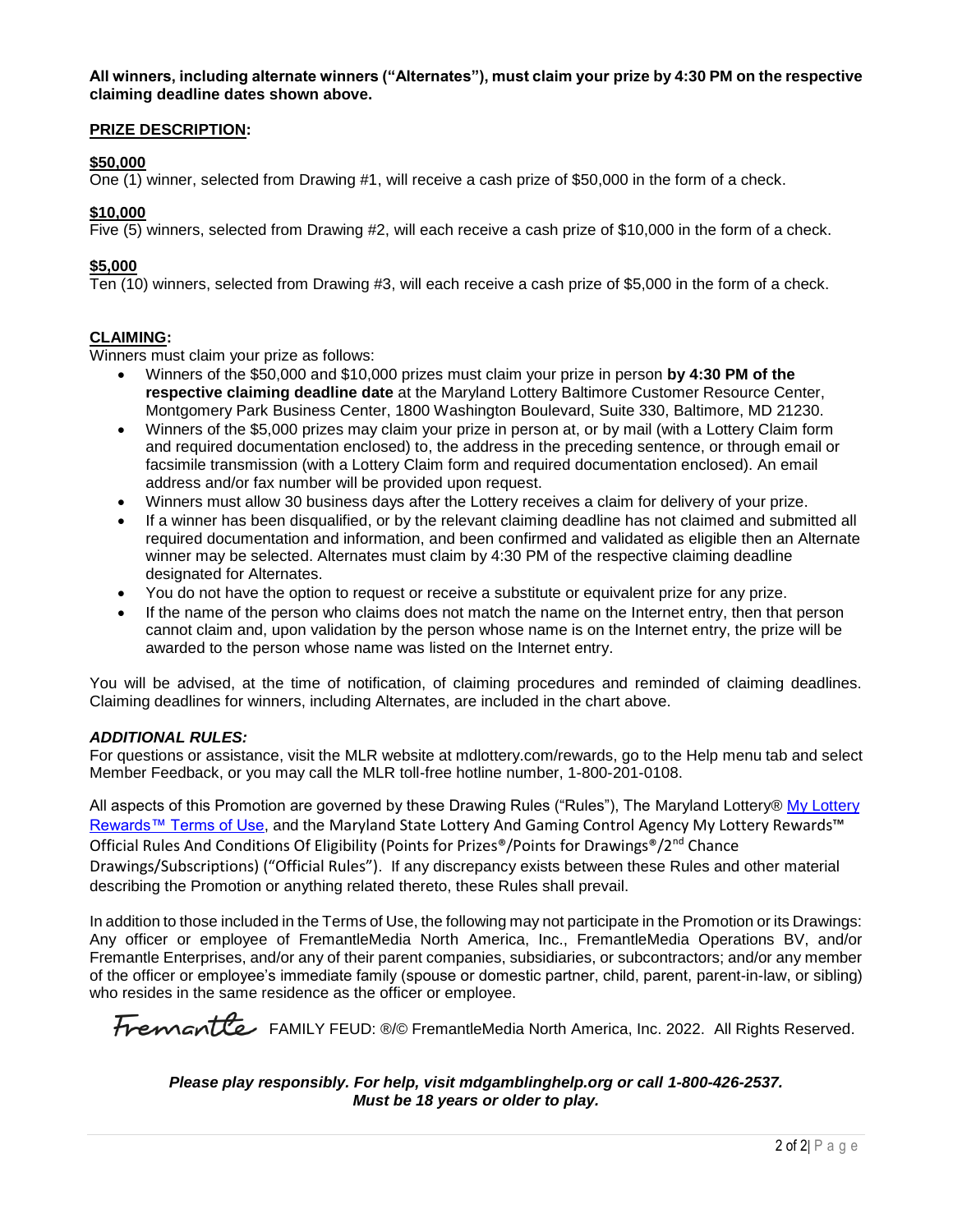**All winners, including alternate winners ("Alternates"), must claim your prize by 4:30 PM on the respective claiming deadline dates shown above.**

**PRIZE DESCRIPTION:**

**$50,000**
One (1) winner, selected from Drawing #1, will receive a cash prize of $50,000 in the form of a check.

**$10,000**
Five (5) winners, selected from Drawing #2, will each receive a cash prize of $10,000 in the form of a check.

**$5,000**
Ten (10) winners, selected from Drawing #3, will each receive a cash prize of $5,000 in the form of a check.

**CLAIMING:**
Winners must claim your prize as follows:

- Winners of the $50,000 and $10,000 prizes must claim your prize in person **by 4:30 PM of the respective claiming deadline date** at the Maryland Lottery Baltimore Customer Resource Center, Montgomery Park Business Center, 1800 Washington Boulevard, Suite 330, Baltimore, MD 21230.
- Winners of the $5,000 prizes may claim your prize in person at, or by mail (with a Lottery Claim form and required documentation enclosed) to, the address in the preceding sentence, or through email or facsimile transmission (with a Lottery Claim form and required documentation enclosed). An email address and/or fax number will be provided upon request.
- Winners must allow 30 business days after the Lottery receives a claim for delivery of your prize.
- If a winner has been disqualified, or by the relevant claiming deadline has not claimed and submitted all required documentation and information, and been confirmed and validated as eligible then an Alternate winner may be selected. Alternates must claim by 4:30 PM of the respective claiming deadline designated for Alternates.
- You do not have the option to request or receive a substitute or equivalent prize for any prize.
- If the name of the person who claims does not match the name on the Internet entry, then that person cannot claim and, upon validation by the person whose name is on the Internet entry, the prize will be awarded to the person whose name was listed on the Internet entry.

You will be advised, at the time of notification, of claiming procedures and reminded of claiming deadlines. Claiming deadlines for winners, including Alternates, are included in the chart above.

***ADDITIONAL RULES:***
For questions or assistance, visit the MLR website at mdlottery.com/rewards, go to the Help menu tab and select Member Feedback, or you may call the MLR toll-free hotline number, 1-800-201-0108.

All aspects of this Promotion are governed by these Drawing Rules ("Rules"), The Maryland Lottery® My Lottery Rewards™ Terms of Use, and the Maryland State Lottery And Gaming Control Agency My Lottery Rewards™ Official Rules And Conditions Of Eligibility (Points for Prizes®/Points for Drawings®/2nd Chance Drawings/Subscriptions) ("Official Rules"). If any discrepancy exists between these Rules and other material describing the Promotion or anything related thereto, these Rules shall prevail.

In addition to those included in the Terms of Use, the following may not participate in the Promotion or its Drawings: Any officer or employee of FremantleMedia North America, Inc., FremantleMedia Operations BV, and/or Fremantle Enterprises, and/or any of their parent companies, subsidiaries, or subcontractors; and/or any member of the officer or employee's immediate family (spouse or domestic partner, child, parent, parent-in-law, or sibling) who resides in the same residence as the officer or employee.

Fremantle FAMILY FEUD: ®/© FremantleMedia North America, Inc. 2022. All Rights Reserved.

***Please play responsibly. For help, visit mdgamblinghelp.org or call 1-800-426-2537.***
***Must be 18 years or older to play.***